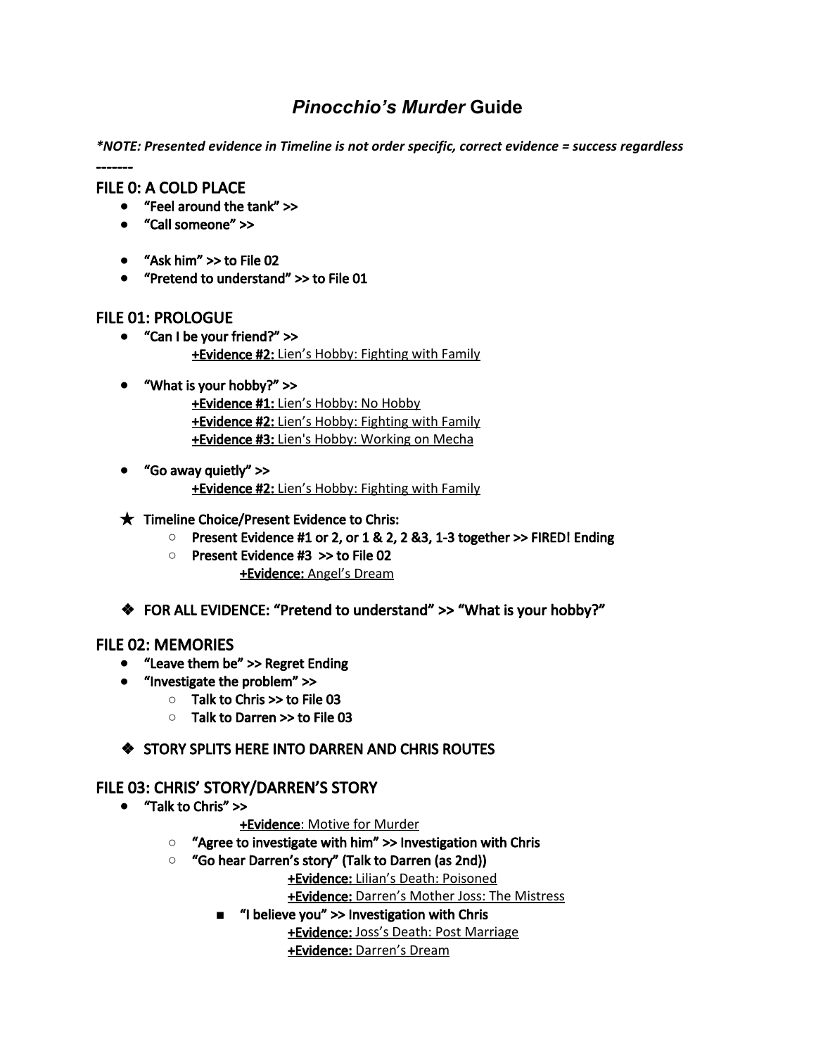# *Pinocchio's Murder* Guide

***NOTE: Presented evidence in Timeline is not order specific, correct evidence = success regardless***

**-------**

## FILE 0: A COLD PLACE

- "Feel around the tank" >>
- "Call someone" >>

- "Ask him" >> to File 02
- "Pretend to understand" >> to File 01

## FILE 01: PROLOGUE

- "Can I be your friend?" >>
  - **+Evidence #2:** Lien's Hobby: Fighting with Family

- "What is your hobby?" >>
  - **+Evidence #1:** Lien's Hobby: No Hobby
  - **+Evidence #2:** Lien's Hobby: Fighting with Family
  - **+Evidence #3:** Lien's Hobby: Working on Mecha

- "Go away quietly" >>
  - **+Evidence #2:** Lien's Hobby: Fighting with Family

★ Timeline Choice/Present Evidence to Chris:
  - Present Evidence #1 or 2, or 1 & 2, 2 &3, 1-3 together >> FIRED! Ending
  - Present Evidence #3 >> to File 02
    - **+Evidence:** Angel's Dream

❖ FOR ALL EVIDENCE: "Pretend to understand" >> "What is your hobby?"

## FILE 02: MEMORIES

- "Leave them be" >> Regret Ending
- "Investigate the problem" >>
  - Talk to Chris >> to File 03
  - Talk to Darren >> to File 03

❖ STORY SPLITS HERE INTO DARREN AND CHRIS ROUTES

## FILE 03: CHRIS' STORY/DARREN'S STORY

- "Talk to Chris" >>
  - **+Evidence**: Motive for Murder
  - "Agree to investigate with him" >> Investigation with Chris
  - "Go hear Darren's story" (Talk to Darren (as 2nd))
    - **+Evidence:** Lilian's Death: Poisoned
    - **+Evidence:** Darren's Mother Joss: The Mistress
    - "I believe you" >> Investigation with Chris
      - **+Evidence:** Joss's Death: Post Marriage
      - **+Evidence:** Darren's Dream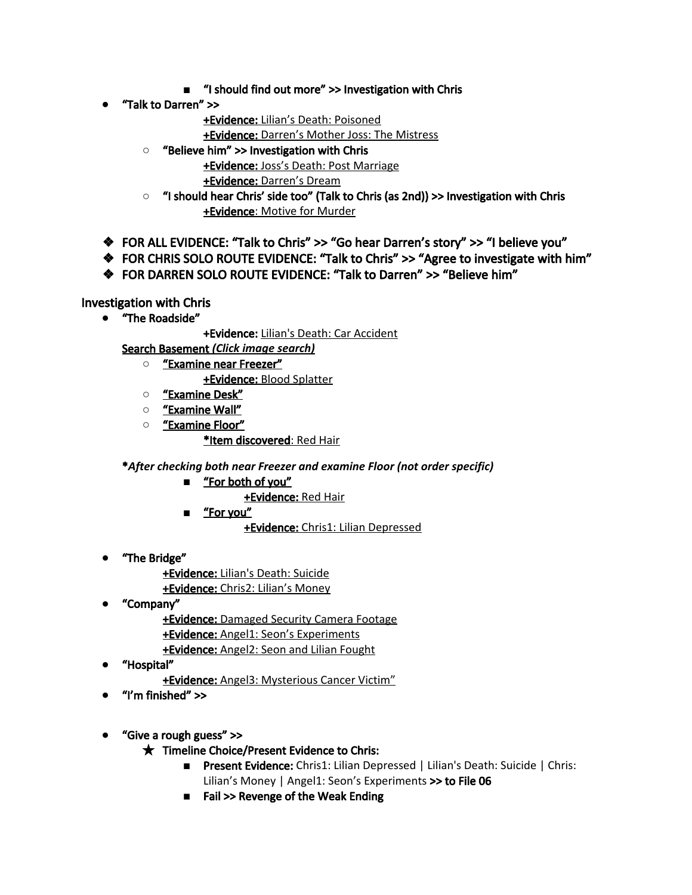- **"I should find out more" >> Investigation with Chris**

- **"Talk to Darren" >>**
  - **+Evidence:** Lilian's Death: Poisoned
  - **+Evidence:** Darren's Mother Joss: The Mistress
  - **"Believe him" >> Investigation with Chris**
    - **+Evidence:** Joss's Death: Post Marriage
    - **+Evidence:** Darren's Dream
  - **"I should hear Chris' side too" (Talk to Chris (as 2nd)) >> Investigation with Chris**
    - **+Evidence**: Motive for Murder

❖ **FOR ALL EVIDENCE: "Talk to Chris" >> "Go hear Darren's story" >> "I believe you"**

❖ **FOR CHRIS SOLO ROUTE EVIDENCE: "Talk to Chris" >> "Agree to investigate with him"**

❖ **FOR DARREN SOLO ROUTE EVIDENCE: "Talk to Darren" >> "Believe him"**

## Investigation with Chris

- **"The Roadside"**
  - **+Evidence:** Lilian's Death: Car Accident

  **Search Basement *(Click image search)***
  - **"Examine near Freezer"**
    - **+Evidence:** Blood Splatter
  - **"Examine Desk"**
  - **"Examine Wall"**
  - **"Examine Floor"**
    - **\*Item discovered**: Red Hair

  ***After checking both near Freezer and examine Floor (not order specific)***
  - **"For both of you"**
    - **+Evidence:** Red Hair
  - **"For you"**
    - **+Evidence:** Chris1: Lilian Depressed

- **"The Bridge"**
  - **+Evidence:** Lilian's Death: Suicide
  - **+Evidence:** Chris2: Lilian's Money
- **"Company"**
  - **+Evidence:** Damaged Security Camera Footage
  - **+Evidence:** Angel1: Seon's Experiments
  - **+Evidence:** Angel2: Seon and Lilian Fought
- **"Hospital"**
  - **+Evidence:** Angel3: Mysterious Cancer Victim"
- **"I'm finished" >>**

- **"Give a rough guess" >>**
  - ★ **Timeline Choice/Present Evidence to Chris:**
    - **Present Evidence:** Chris1: Lilian Depressed | Lilian's Death: Suicide | Chris: Lilian's Money | Angel1: Seon's Experiments **>> to File 06**
    - **Fail >> Revenge of the Weak Ending**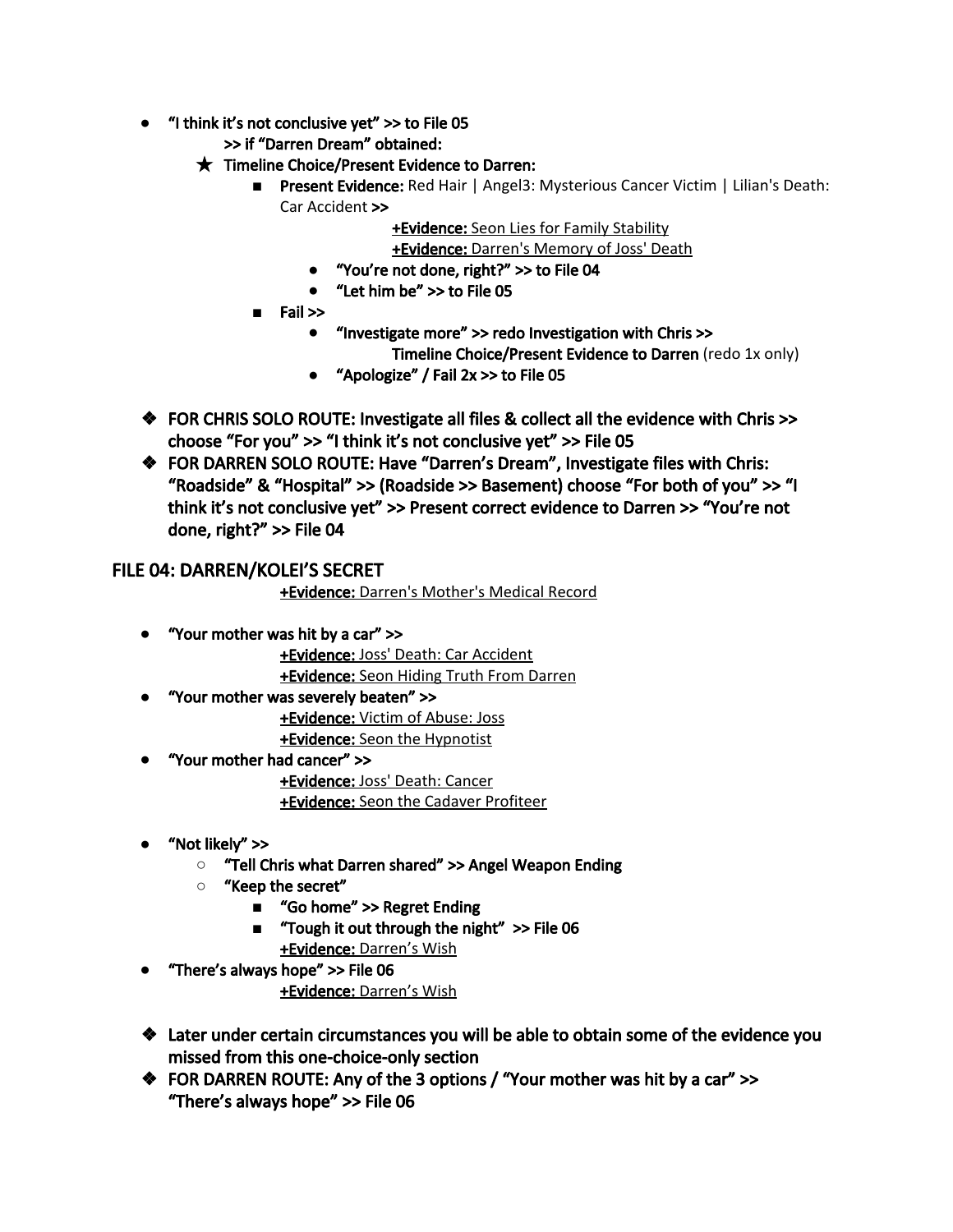- **"I think it's not conclusive yet" >> to File 05**
  - **>> if "Darren Dream" obtained:**
  - ★ **Timeline Choice/Present Evidence to Darren:**
    - **Present Evidence:** Red Hair | Angel3: Mysterious Cancer Victim | Lilian's Death: Car Accident **>>**

      **+Evidence:** Seon Lies for Family Stability
      **+Evidence:** Darren's Memory of Joss' Death

      - **"You're not done, right?" >> to File 04**
      - **"Let him be" >> to File 05**
    - **Fail >>**
      - **"Investigate more" >> redo Investigation with Chris >> Timeline Choice/Present Evidence to Darren** (redo 1x only)
      - **"Apologize" / Fail 2x >> to File 05**

- ❖ **FOR CHRIS SOLO ROUTE: Investigate all files & collect all the evidence with Chris >> choose "For you" >> "I think it's not conclusive yet" >> File 05**
- ❖ **FOR DARREN SOLO ROUTE: Have "Darren's Dream", Investigate files with Chris: "Roadside" & "Hospital" >> (Roadside >> Basement) choose "For both of you" >> "I think it's not conclusive yet" >> Present correct evidence to Darren >> "You're not done, right?" >> File 04**

## FILE 04: DARREN/KOLEI'S SECRET

**+Evidence:** Darren's Mother's Medical Record

- **"Your mother was hit by a car" >>**

  **+Evidence:** Joss' Death: Car Accident
  **+Evidence:** Seon Hiding Truth From Darren
- **"Your mother was severely beaten" >>**

  **+Evidence:** Victim of Abuse: Joss
  **+Evidence:** Seon the Hypnotist
- **"Your mother had cancer" >>**

  **+Evidence:** Joss' Death: Cancer
  **+Evidence:** Seon the Cadaver Profiteer

- **"Not likely" >>**
  - **"Tell Chris what Darren shared" >> Angel Weapon Ending**
  - **"Keep the secret"**
    - **"Go home" >> Regret Ending**
    - **"Tough it out through the night" >> File 06**

      **+Evidence:** Darren's Wish
- **"There's always hope" >> File 06**

  **+Evidence:** Darren's Wish

- ❖ **Later under certain circumstances you will be able to obtain some of the evidence you missed from this one-choice-only section**
- ❖ **FOR DARREN ROUTE: Any of the 3 options / "Your mother was hit by a car" >> "There's always hope" >> File 06**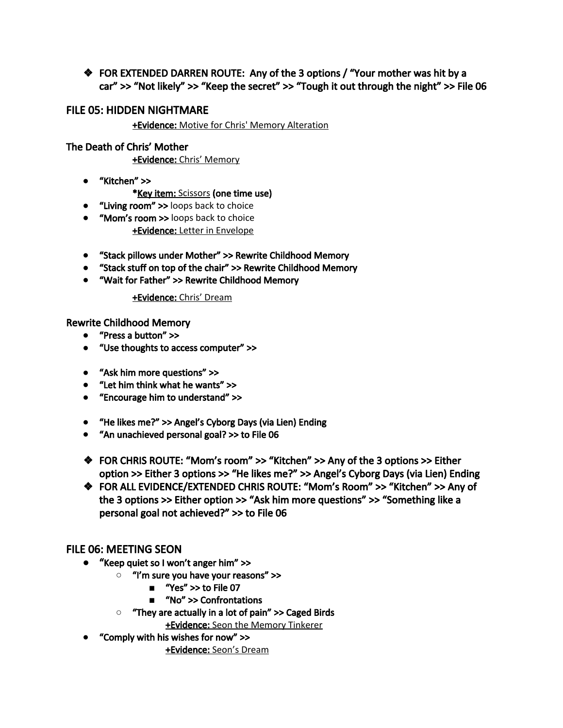- ❖ **FOR EXTENDED DARREN ROUTE: Any of the 3 options / "Your mother was hit by a car" >> "Not likely" >> "Keep the secret" >> "Tough it out through the night" >> File 06**

## FILE 05: HIDDEN NIGHTMARE

**+Evidence:** Motive for Chris' Memory Alteration

### The Death of Chris' Mother

**+Evidence:** Chris' Memory

- **"Kitchen" >>**
  - ***Key item:** Scissors **(one time use)**
- **"Living room" >>** loops back to choice
- **"Mom's room >>** loops back to choice
  - **+Evidence:** Letter in Envelope

- **"Stack pillows under Mother" >> Rewrite Childhood Memory**
- **"Stack stuff on top of the chair" >> Rewrite Childhood Memory**
- **"Wait for Father" >> Rewrite Childhood Memory**

**+Evidence:** Chris' Dream

### Rewrite Childhood Memory

- **"Press a button" >>**
- **"Use thoughts to access computer" >>**

- **"Ask him more questions" >>**
- **"Let him think what he wants" >>**
- **"Encourage him to understand" >>**

- **"He likes me?" >> Angel's Cyborg Days (via Lien) Ending**
- **"An unachieved personal goal? >> to File 06**

- ❖ **FOR CHRIS ROUTE: "Mom's room" >> "Kitchen" >> Any of the 3 options >> Either option >> Either 3 options >> "He likes me?" >> Angel's Cyborg Days (via Lien) Ending**
- ❖ **FOR ALL EVIDENCE/EXTENDED CHRIS ROUTE: "Mom's Room" >> "Kitchen" >> Any of the 3 options >> Either option >> "Ask him more questions" >> "Something like a personal goal not achieved?" >> to File 06**

## FILE 06: MEETING SEON

- **"Keep quiet so I won't anger him" >>**
  - **"I'm sure you have your reasons" >>**
    - **"Yes" >> to File 07**
    - **"No" >> Confrontations**
  - **"They are actually in a lot of pain" >> Caged Birds**
    - **+Evidence:** Seon the Memory Tinkerer
- **"Comply with his wishes for now" >>**
  - **+Evidence:** Seon's Dream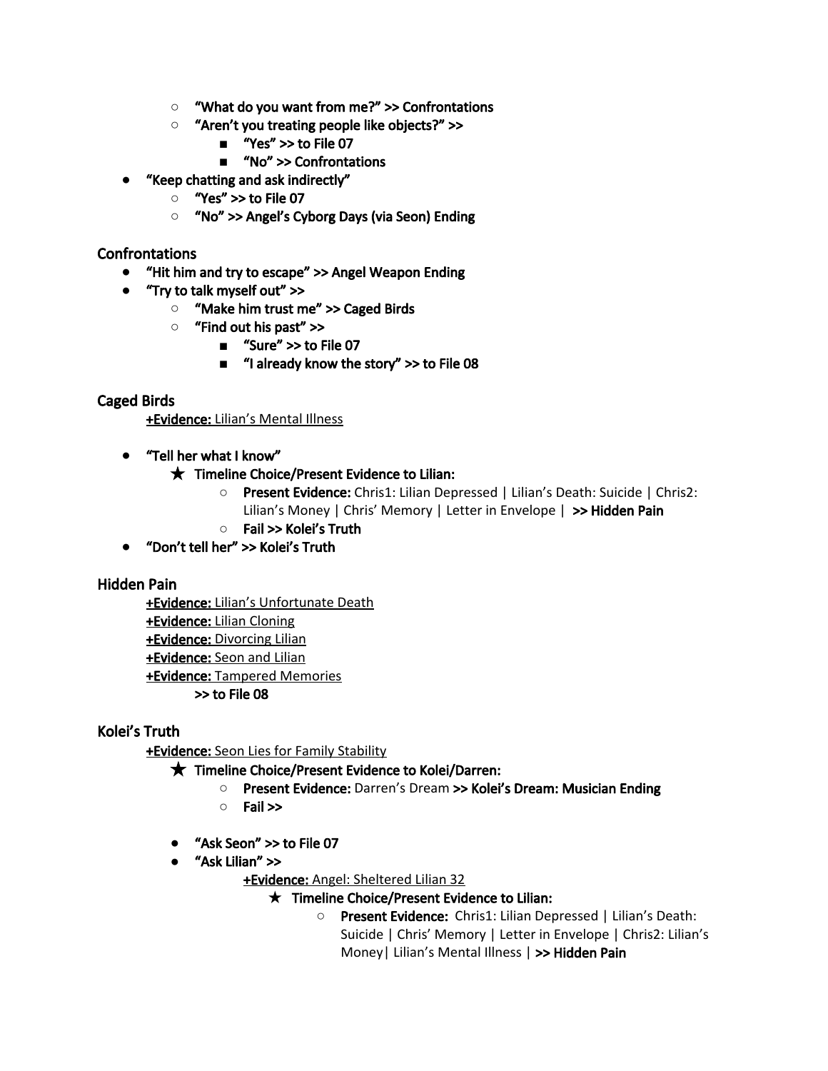- **"What do you want from me?" >> Confrontations**
  - **"Aren't you treating people like objects?" >>**
    - **"Yes" >> to File 07**
    - **"No" >> Confrontations**
- **"Keep chatting and ask indirectly"**
  - **"Yes" >> to File 07**
  - **"No" >> Angel's Cyborg Days (via Seon) Ending**

## Confrontations

- **"Hit him and try to escape" >> Angel Weapon Ending**
- **"Try to talk myself out" >>**
  - **"Make him trust me" >> Caged Birds**
  - **"Find out his past" >>**
    - **"Sure" >> to File 07**
    - **"I already know the story" >> to File 08**

## Caged Birds

**+Evidence:** Lilian's Mental Illness

- **"Tell her what I know"**
  - ★ **Timeline Choice/Present Evidence to Lilian:**
    - **Present Evidence:** Chris1: Lilian Depressed | Lilian's Death: Suicide | Chris2: Lilian's Money | Chris' Memory | Letter in Envelope | **>> Hidden Pain**
    - **Fail >> Kolei's Truth**
- **"Don't tell her" >> Kolei's Truth**

## Hidden Pain

**+Evidence:** Lilian's Unfortunate Death
**+Evidence:** Lilian Cloning
**+Evidence:** Divorcing Lilian
**+Evidence:** Seon and Lilian
**+Evidence:** Tampered Memories
**>> to File 08**

## Kolei's Truth

**+Evidence:** Seon Lies for Family Stability

★ **Timeline Choice/Present Evidence to Kolei/Darren:**
- **Present Evidence:** Darren's Dream **>> Kolei's Dream: Musician Ending**
- **Fail >>**

- **"Ask Seon" >> to File 07**
- **"Ask Lilian" >>**

  **+Evidence:** Angel: Sheltered Lilian 32

  ★ **Timeline Choice/Present Evidence to Lilian:**
  - **Present Evidence:** Chris1: Lilian Depressed | Lilian's Death: Suicide | Chris' Memory | Letter in Envelope | Chris2: Lilian's Money| Lilian's Mental Illness | **>> Hidden Pain**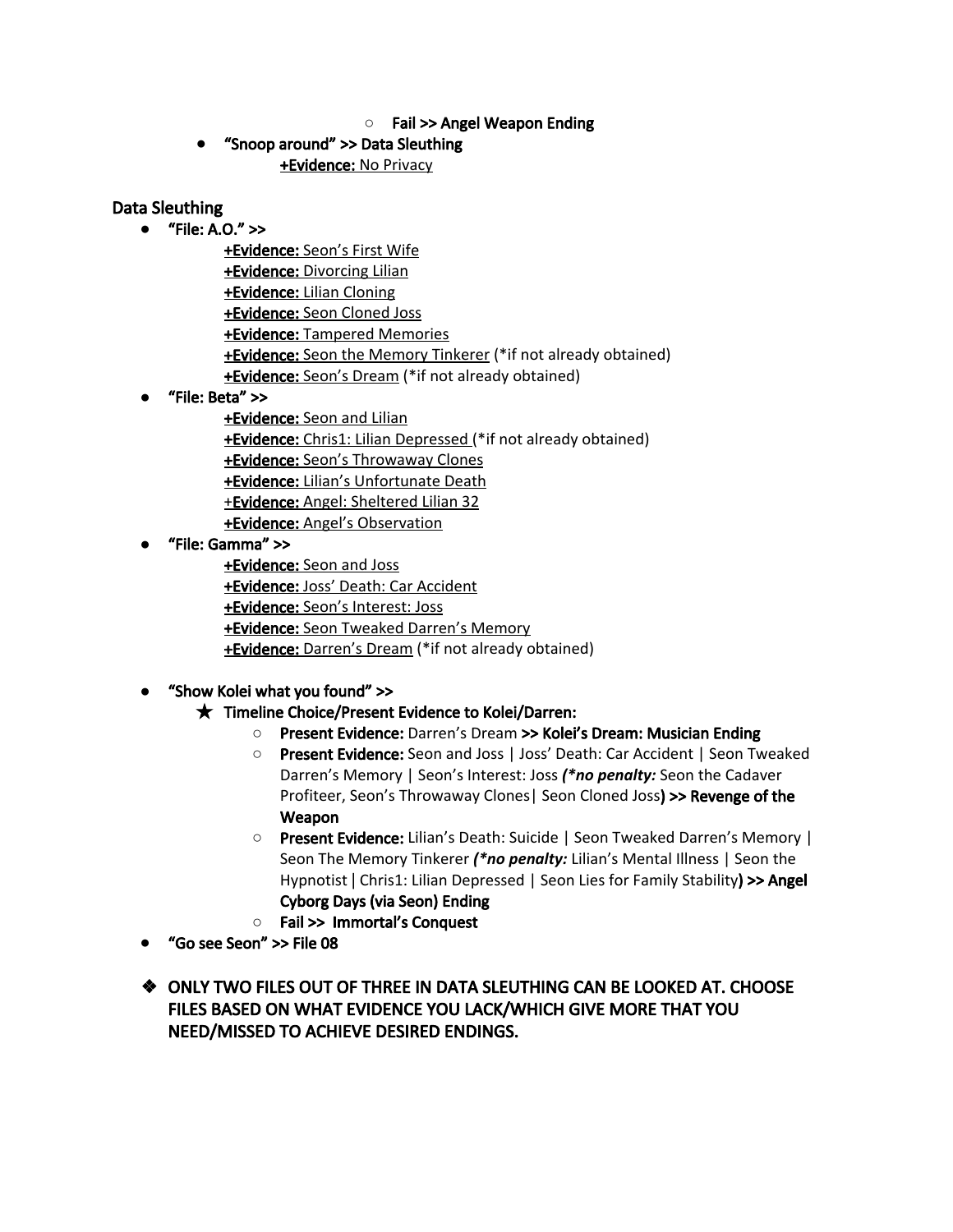- **Fail >> Angel Weapon Ending**
- **"Snoop around" >> Data Sleuthing**
    - **+Evidence:** No Privacy

## Data Sleuthing

- **"File: A.O." >>**
    - **+Evidence:** Seon's First Wife
    - **+Evidence:** Divorcing Lilian
    - **+Evidence:** Lilian Cloning
    - **+Evidence:** Seon Cloned Joss
    - **+Evidence:** Tampered Memories
    - **+Evidence:** Seon the Memory Tinkerer (*if not already obtained)
    - **+Evidence:** Seon's Dream (*if not already obtained)
- **"File: Beta" >>**
    - **+Evidence:** Seon and Lilian
    - **+Evidence:** Chris1: Lilian Depressed (*if not already obtained)
    - **+Evidence:** Seon's Throwaway Clones
    - **+Evidence:** Lilian's Unfortunate Death
    - **+Evidence:** Angel: Sheltered Lilian 32
    - **+Evidence:** Angel's Observation
- **"File: Gamma" >>**
    - **+Evidence:** Seon and Joss
    - **+Evidence:** Joss' Death: Car Accident
    - **+Evidence:** Seon's Interest: Joss
    - **+Evidence:** Seon Tweaked Darren's Memory
    - **+Evidence:** Darren's Dream (*if not already obtained)

- **"Show Kolei what you found" >>**
    - ★ **Timeline Choice/Present Evidence to Kolei/Darren:**
        - **Present Evidence:** Darren's Dream **>> Kolei's Dream: Musician Ending**
        - **Present Evidence:** Seon and Joss | Joss' Death: Car Accident | Seon Tweaked Darren's Memory | Seon's Interest: Joss ***(*no penalty:*** Seon the Cadaver Profiteer, Seon's Throwaway Clones| Seon Cloned Joss**) >> Revenge of the Weapon**
        - **Present Evidence:** Lilian's Death: Suicide | Seon Tweaked Darren's Memory | Seon The Memory Tinkerer ***(*no penalty:*** Lilian's Mental Illness | Seon the Hypnotist | Chris1: Lilian Depressed | Seon Lies for Family Stability**) >> Angel Cyborg Days (via Seon) Ending**
        - **Fail >> Immortal's Conquest**
- **"Go see Seon" >> File 08**

❖ **ONLY TWO FILES OUT OF THREE IN DATA SLEUTHING CAN BE LOOKED AT. CHOOSE FILES BASED ON WHAT EVIDENCE YOU LACK/WHICH GIVE MORE THAT YOU NEED/MISSED TO ACHIEVE DESIRED ENDINGS.**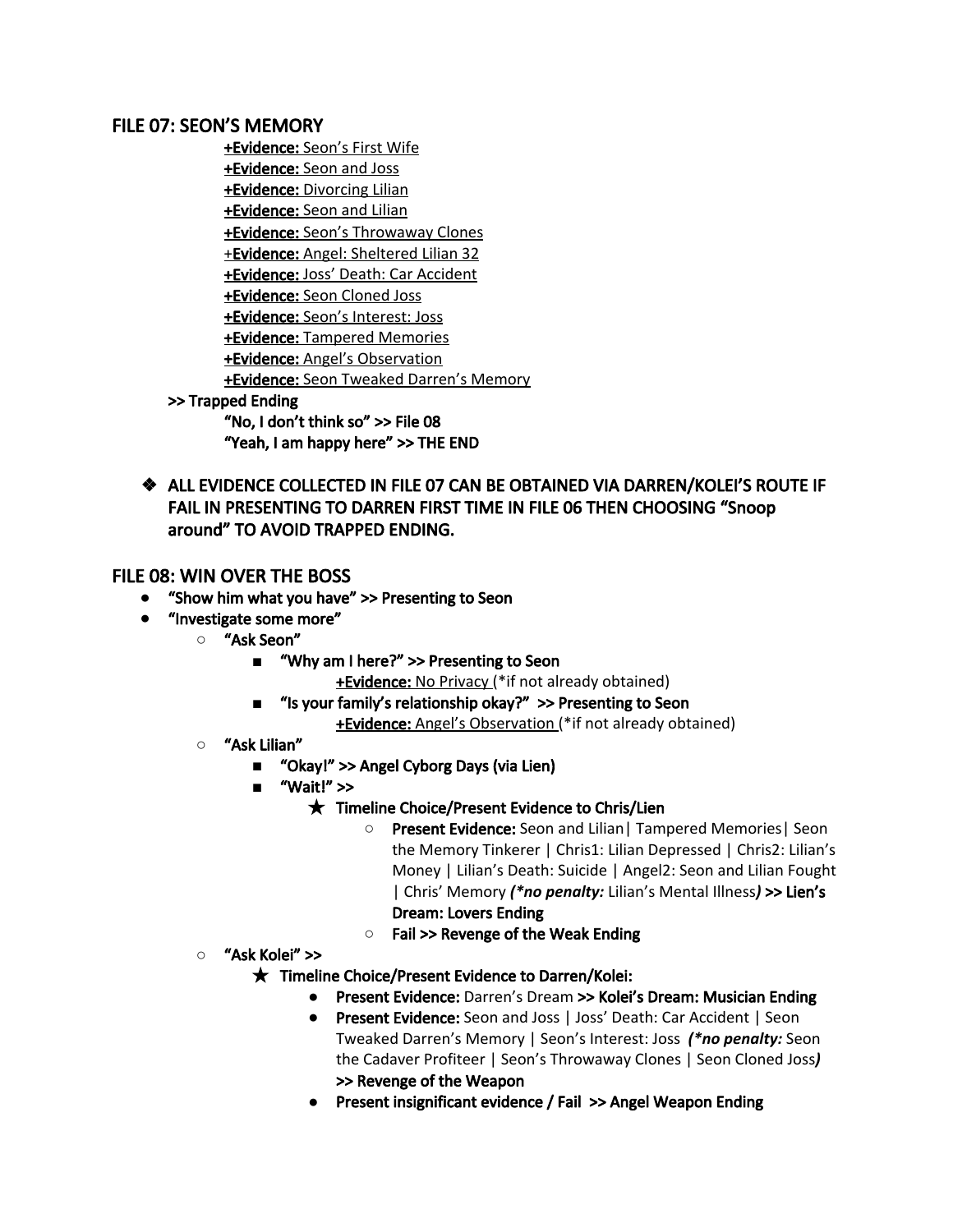## FILE 07: SEON'S MEMORY

- **+Evidence:** Seon's First Wife
- **+Evidence:** Seon and Joss
- **+Evidence:** Divorcing Lilian
- **+Evidence:** Seon and Lilian
- **+Evidence:** Seon's Throwaway Clones
- +**Evidence:** Angel: Sheltered Lilian 32
- **+Evidence:** Joss' Death: Car Accident
- **+Evidence:** Seon Cloned Joss
- **+Evidence:** Seon's Interest: Joss
- **+Evidence:** Tampered Memories
- **+Evidence:** Angel's Observation
- **+Evidence:** Seon Tweaked Darren's Memory

**>> Trapped Ending**
- **"No, I don't think so" >> File 08**
- **"Yeah, I am happy here" >> THE END**

❖ **ALL EVIDENCE COLLECTED IN FILE 07 CAN BE OBTAINED VIA DARREN/KOLEI'S ROUTE IF FAIL IN PRESENTING TO DARREN FIRST TIME IN FILE 06 THEN CHOOSING "Snoop around" TO AVOID TRAPPED ENDING.**

## FILE 08: WIN OVER THE BOSS

- **"Show him what you have" >> Presenting to Seon**
- **"Investigate some more"**
  - **"Ask Seon"**
    - **"Why am I here?" >> Presenting to Seon**
      - **+Evidence:** No Privacy (*if not already obtained)
    - **"Is your family's relationship okay?" >> Presenting to Seon**
      - **+Evidence:** Angel's Observation (*if not already obtained)
  - **"Ask Lilian"**
    - **"Okay!" >> Angel Cyborg Days (via Lien)**
    - **"Wait!" >>**
      - ★ **Timeline Choice/Present Evidence to Chris/Lien**
        - **Present Evidence:** Seon and Lilian| Tampered Memories| Seon the Memory Tinkerer | Chris1: Lilian Depressed | Chris2: Lilian's Money | Lilian's Death: Suicide | Angel2: Seon and Lilian Fought | Chris' Memory ***(*no penalty:** Lilian's Mental Illness**)** **>> Lien's Dream: Lovers Ending**
        - **Fail >> Revenge of the Weak Ending**
  - **"Ask Kolei" >>**
    - ★ **Timeline Choice/Present Evidence to Darren/Kolei:**
      - **Present Evidence:** Darren's Dream **>> Kolei's Dream: Musician Ending**
      - **Present Evidence:** Seon and Joss | Joss' Death: Car Accident | Seon Tweaked Darren's Memory | Seon's Interest: Joss ***(*no penalty:** Seon the Cadaver Profiteer | Seon's Throwaway Clones | Seon Cloned Joss**)** **>> Revenge of the Weapon**
      - **Present insignificant evidence / Fail >> Angel Weapon Ending**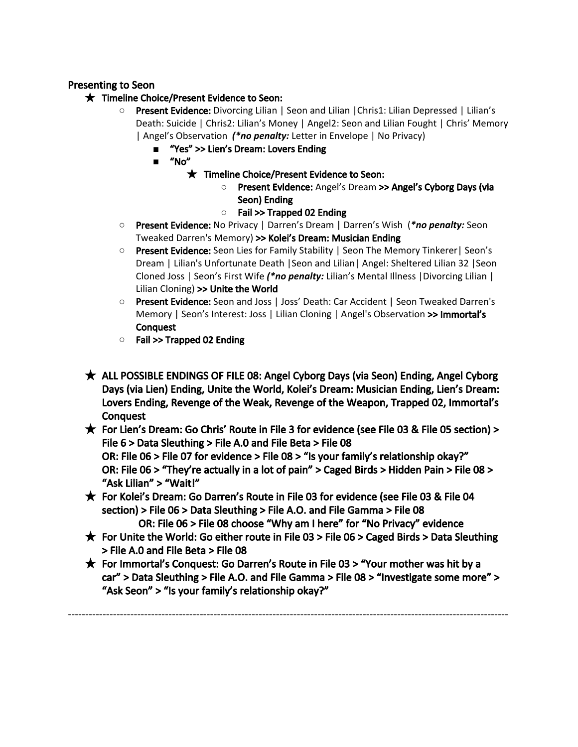## Presenting to Seon

- ★ **Timeline Choice/Present Evidence to Seon:**
  - **Present Evidence:** Divorcing Lilian | Seon and Lilian |Chris1: Lilian Depressed | Lilian's Death: Suicide | Chris2: Lilian's Money | Angel2: Seon and Lilian Fought | Chris' Memory | Angel's Observation ***(\*no penalty:*** Letter in Envelope | No Privacy)
    - **"Yes" >> Lien's Dream: Lovers Ending**
    - **"No"**
      - ★ **Timeline Choice/Present Evidence to Seon:**
        - **Present Evidence:** Angel's Dream **>> Angel's Cyborg Days (via Seon) Ending**
        - **Fail >> Trapped 02 Ending**
  - **Present Evidence:** No Privacy | Darren's Dream | Darren's Wish (***\*no penalty:*** Seon Tweaked Darren's Memory) **>> Kolei's Dream: Musician Ending**
  - **Present Evidence:** Seon Lies for Family Stability | Seon The Memory Tinkerer| Seon's Dream | Lilian's Unfortunate Death |Seon and Lilian| Angel: Sheltered Lilian 32 |Seon Cloned Joss | Seon's First Wife ***(\*no penalty:*** Lilian's Mental Illness |Divorcing Lilian | Lilian Cloning) **>> Unite the World**
  - **Present Evidence:** Seon and Joss | Joss' Death: Car Accident | Seon Tweaked Darren's Memory | Seon's Interest: Joss | Lilian Cloning | Angel's Observation **>> Immortal's Conquest**
  - **Fail >> Trapped 02 Ending**

- ★ **ALL POSSIBLE ENDINGS OF FILE 08: Angel Cyborg Days (via Seon) Ending, Angel Cyborg Days (via Lien) Ending, Unite the World, Kolei's Dream: Musician Ending, Lien's Dream: Lovers Ending, Revenge of the Weak, Revenge of the Weapon, Trapped 02, Immortal's Conquest**
- ★ **For Lien's Dream: Go Chris' Route in File 3 for evidence (see File 03 & File 05 section) > File 6 > Data Sleuthing > File A.0 and File Beta > File 08**
  **OR: File 06 > File 07 for evidence > File 08 > "Is your family's relationship okay?"**
  **OR: File 06 > "They're actually in a lot of pain" > Caged Birds > Hidden Pain > File 08 > "Ask Lilian" > "Wait!"**
- ★ **For Kolei's Dream: Go Darren's Route in File 03 for evidence (see File 03 & File 04 section) > File 06 > Data Sleuthing > File A.O. and File Gamma > File 08**
  **OR: File 06 > File 08 choose "Why am I here" for "No Privacy" evidence**
- ★ **For Unite the World: Go either route in File 03 > File 06 > Caged Birds > Data Sleuthing > File A.0 and File Beta > File 08**
- ★ **For Immortal's Conquest: Go Darren's Route in File 03 > "Your mother was hit by a car" > Data Sleuthing > File A.O. and File Gamma > File 08 > "Investigate some more" > "Ask Seon" > "Is your family's relationship okay?"**

---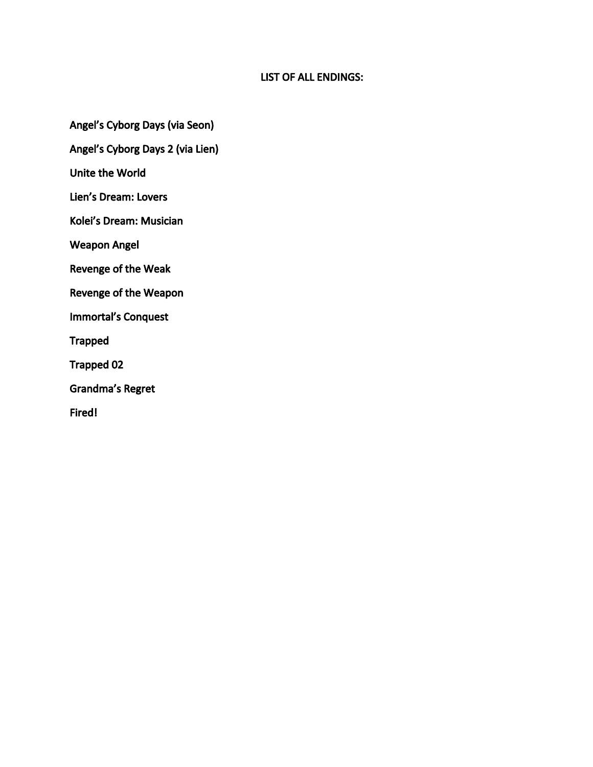## LIST OF ALL ENDINGS:

Angel's Cyborg Days (via Seon)

Angel's Cyborg Days 2 (via Lien)

Unite the World

Lien's Dream: Lovers

Kolei's Dream: Musician

Weapon Angel

Revenge of the Weak

Revenge of the Weapon

Immortal's Conquest

Trapped

Trapped 02

Grandma's Regret

Fired!